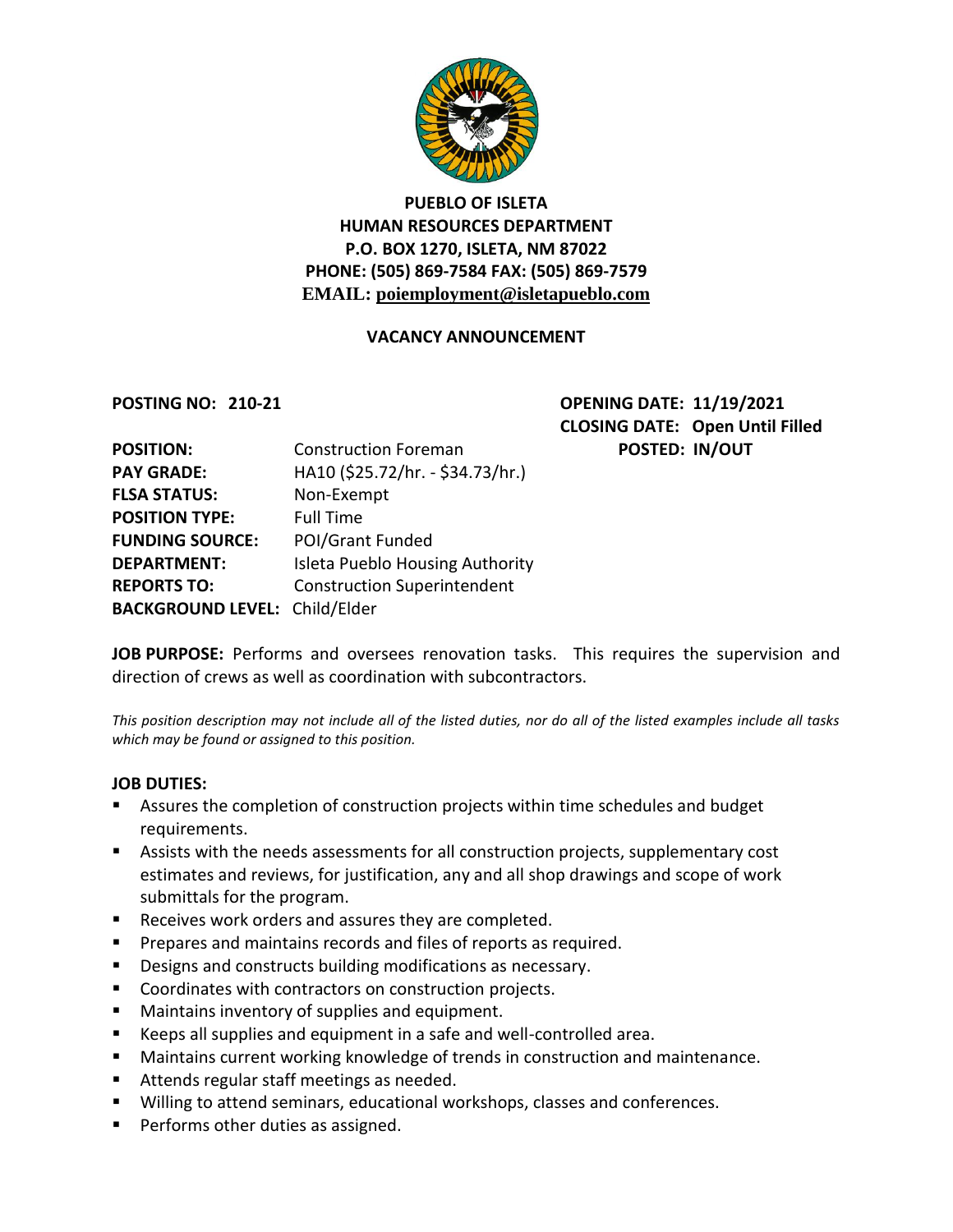**PUEBLO OF ISLETA**
**HUMAN RESOURCES DEPARTMENT**
**P.O. BOX 1270, ISLETA, NM 87022**
**PHONE: (505) 869-7584 FAX: (505) 869-7579**
**EMAIL: poiemployment@isletapueblo.com**

**VACANCY ANNOUNCEMENT**

**POSTING NO: 210-21**

**OPENING DATE: 11/19/2021**
**CLOSING DATE: Open Until Filled**
**POSTED: IN/OUT**

| | |
|---|---|
| **POSITION:** | Construction Foreman |
| **PAY GRADE:** | HA10 ($25.72/hr. - $34.73/hr.) |
| **FLSA STATUS:** | Non-Exempt |
| **POSITION TYPE:** | Full Time |
| **FUNDING SOURCE:** | POI/Grant Funded |
| **DEPARTMENT:** | Isleta Pueblo Housing Authority |
| **REPORTS TO:** | Construction Superintendent |
| **BACKGROUND LEVEL:** | Child/Elder |

**JOB PURPOSE:** Performs and oversees renovation tasks. This requires the supervision and direction of crews as well as coordination with subcontractors.

*This position description may not include all of the listed duties, nor do all of the listed examples include all tasks which may be found or assigned to this position.*

**JOB DUTIES:**

- Assures the completion of construction projects within time schedules and budget requirements.
- Assists with the needs assessments for all construction projects, supplementary cost estimates and reviews, for justification, any and all shop drawings and scope of work submittals for the program.
- Receives work orders and assures they are completed.
- Prepares and maintains records and files of reports as required.
- Designs and constructs building modifications as necessary.
- Coordinates with contractors on construction projects.
- Maintains inventory of supplies and equipment.
- Keeps all supplies and equipment in a safe and well-controlled area.
- Maintains current working knowledge of trends in construction and maintenance.
- Attends regular staff meetings as needed.
- Willing to attend seminars, educational workshops, classes and conferences.
- Performs other duties as assigned.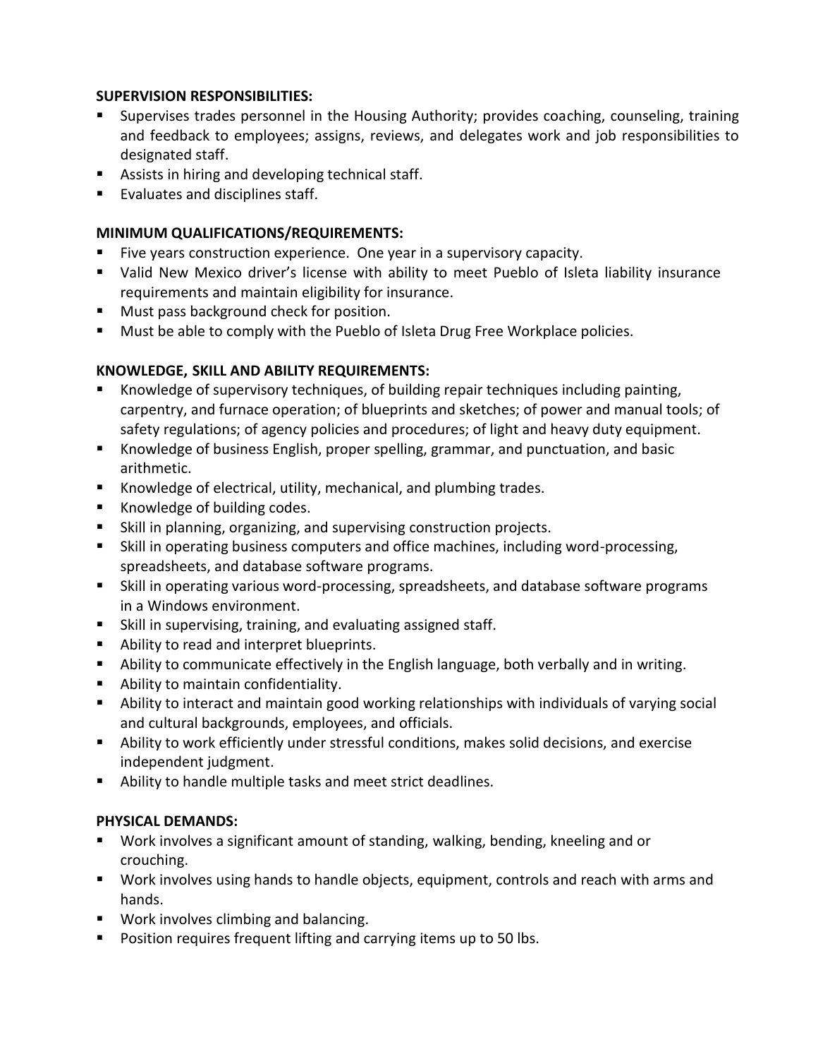**SUPERVISION RESPONSIBILITIES:**

- Supervises trades personnel in the Housing Authority; provides coaching, counseling, training and feedback to employees; assigns, reviews, and delegates work and job responsibilities to designated staff.
- Assists in hiring and developing technical staff.
- Evaluates and disciplines staff.

**MINIMUM QUALIFICATIONS/REQUIREMENTS:**

- Five years construction experience. One year in a supervisory capacity.
- Valid New Mexico driver's license with ability to meet Pueblo of Isleta liability insurance requirements and maintain eligibility for insurance.
- Must pass background check for position.
- Must be able to comply with the Pueblo of Isleta Drug Free Workplace policies.

**KNOWLEDGE, SKILL AND ABILITY REQUIREMENTS:**

- Knowledge of supervisory techniques, of building repair techniques including painting, carpentry, and furnace operation; of blueprints and sketches; of power and manual tools; of safety regulations; of agency policies and procedures; of light and heavy duty equipment.
- Knowledge of business English, proper spelling, grammar, and punctuation, and basic arithmetic.
- Knowledge of electrical, utility, mechanical, and plumbing trades.
- Knowledge of building codes.
- Skill in planning, organizing, and supervising construction projects.
- Skill in operating business computers and office machines, including word-processing, spreadsheets, and database software programs.
- Skill in operating various word-processing, spreadsheets, and database software programs in a Windows environment.
- Skill in supervising, training, and evaluating assigned staff.
- Ability to read and interpret blueprints.
- Ability to communicate effectively in the English language, both verbally and in writing.
- Ability to maintain confidentiality.
- Ability to interact and maintain good working relationships with individuals of varying social and cultural backgrounds, employees, and officials.
- Ability to work efficiently under stressful conditions, makes solid decisions, and exercise independent judgment.
- Ability to handle multiple tasks and meet strict deadlines.

**PHYSICAL DEMANDS:**

- Work involves a significant amount of standing, walking, bending, kneeling and or crouching.
- Work involves using hands to handle objects, equipment, controls and reach with arms and hands.
- Work involves climbing and balancing.
- Position requires frequent lifting and carrying items up to 50 lbs.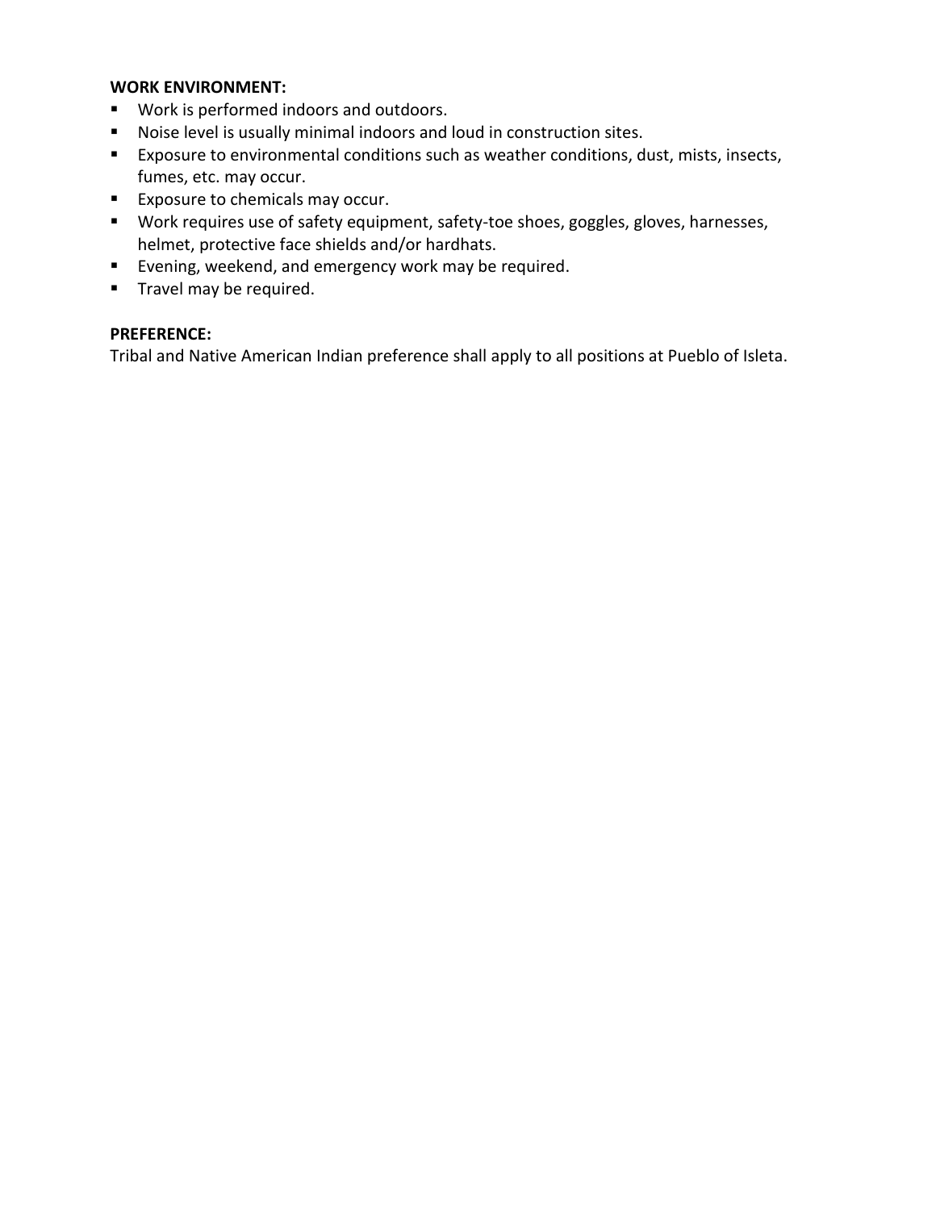**WORK ENVIRONMENT:**

- Work is performed indoors and outdoors.
- Noise level is usually minimal indoors and loud in construction sites.
- Exposure to environmental conditions such as weather conditions, dust, mists, insects, fumes, etc. may occur.
- Exposure to chemicals may occur.
- Work requires use of safety equipment, safety-toe shoes, goggles, gloves, harnesses, helmet, protective face shields and/or hardhats.
- Evening, weekend, and emergency work may be required.
- Travel may be required.

**PREFERENCE:**

Tribal and Native American Indian preference shall apply to all positions at Pueblo of Isleta.